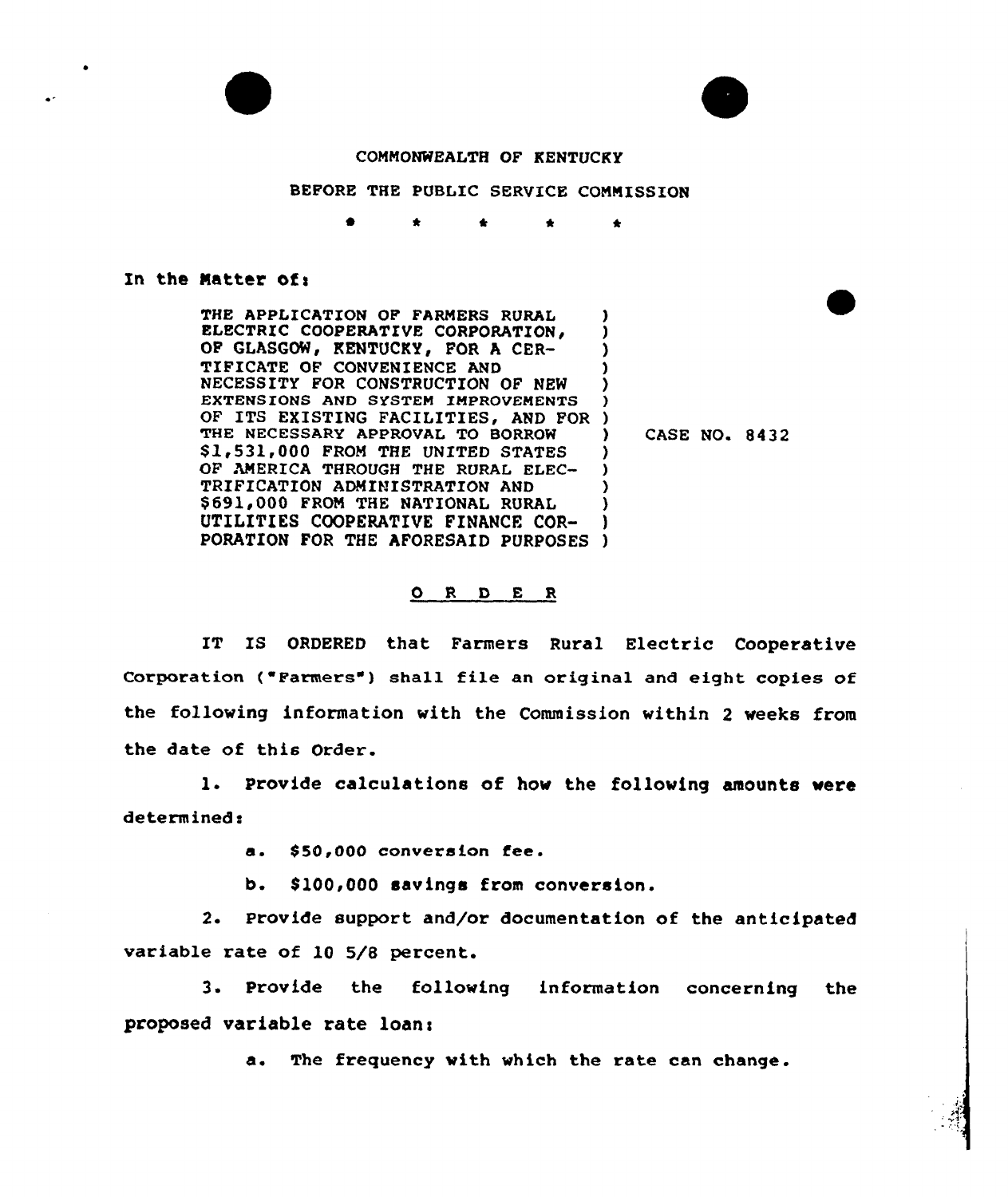COMMONWEALTH OF KENTUCKY

BEFORE THE PUBLIC SERVICE COMMISSION

\* \* \* \* \*

In the Matter of:

THE APPLICATION OF FARMERS RURAL ELECTRIC COOPERATIVE CORPORATION, OF GLASGOW, KENTUCKY, FOR A CERTIFICATE OF CONVENIENCE AND NECESSITY FOR CONSTRUCTION OF NEW EXTENSIONS AND SYSTEM IMPROVEMENTS OF ITS EXISTING FACILITIES, AND FOR THE NECESSARY APPROVAL TO BORROW $1,531,000 FROM THE UNITED STATES OF AMERICA THROUGH THE RURAL ELECTRIFICATION ADMINISTRATION AND $691,000 FROM THE NATIONAL RURAL UTILITIES COOPERATIVE FINANCE CORPORATION FOR THE AFORESAID PURPOSES ) CASE NO. 8432

## O R D E R

IT IS ORDERED that Farmers Rural Electric Cooperative Corporation ("Farmers") shall file an original and eight copies of the following information with the Commission within 2 weeks from the date of this Order.

1. Provide calculations of how the following amounts were determined:

   a. $50,000 conversion fee.

   b. $100,000 savings from conversion.

2. Provide support and/or documentation of the anticipated variable rate of 10 5/8 percent.

3. Provide the following information concerning the proposed variable rate loan:

   a. The frequency with which the rate can change.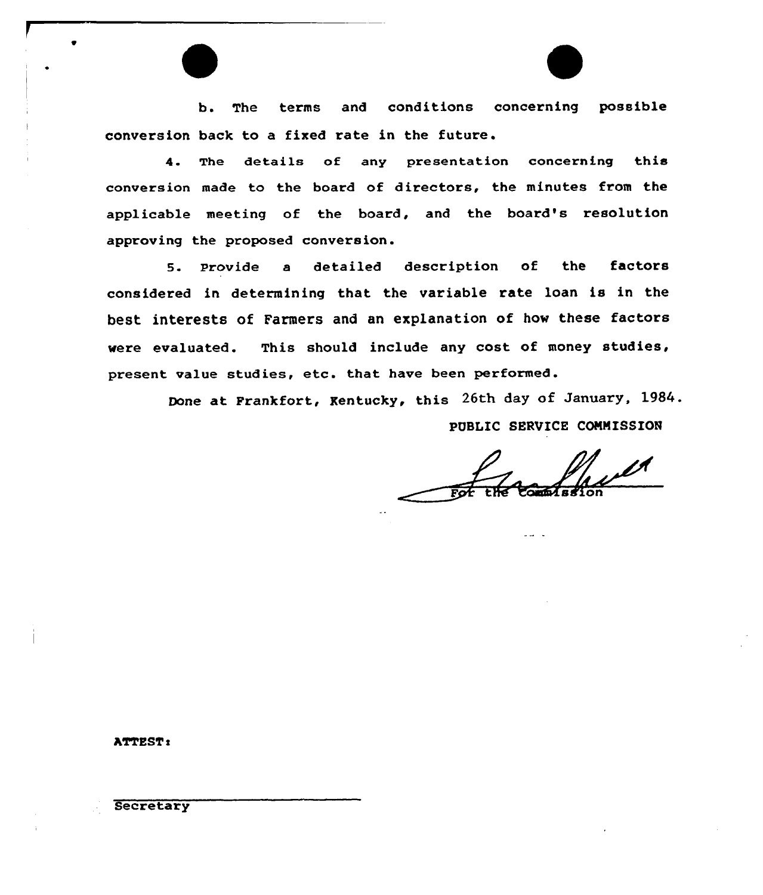b. The terms and conditions concerning possible conversion back to a fixed rate in the future.

4. The details of any presentation concerning this conversion made to the board of directors, the minutes from the applicable meeting of the board, and the board's resolution approving the proposed conversion.

5. Provide a detailed description of the factors considered in determining that the variable rate loan is in the best interests of Farmers and an explanation of how these factors were evaluated. This should include any cost of money studies, present value studies, etc. that have been performed.

Done at Frankfort, Kentucky, this 26th day of January, 1984.

PUBLIC SERVICE COMMISSION

For the Commission

ATTEST:

Secretary